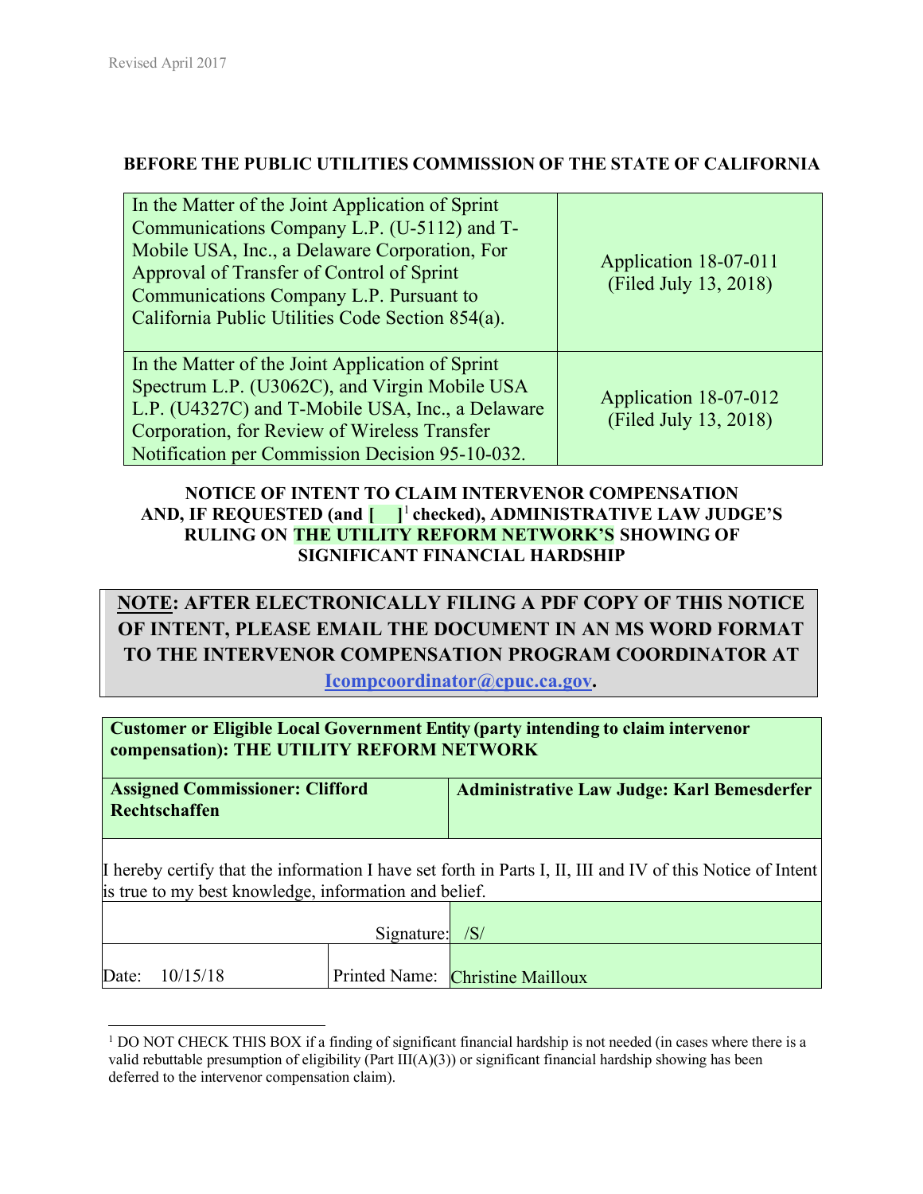Revised April 2017

**BEFORE THE PUBLIC UTILITIES COMMISSION OF THE STATE OF CALIFORNIA**

| | |
|---|---|
| In the Matter of the Joint Application of Sprint Communications Company L.P. (U-5112) and T-Mobile USA, Inc., a Delaware Corporation, For Approval of Transfer of Control of Sprint Communications Company L.P. Pursuant to California Public Utilities Code Section 854(a). | Application 18-07-011 (Filed July 13, 2018) |
| In the Matter of the Joint Application of Sprint Spectrum L.P. (U3062C), and Virgin Mobile USA L.P. (U4327C) and T-Mobile USA, Inc., a Delaware Corporation, for Review of Wireless Transfer Notification per Commission Decision 95-10-032. | Application 18-07-012 (Filed July 13, 2018) |

**NOTICE OF INTENT TO CLAIM INTERVENOR COMPENSATION AND, IF REQUESTED (and [ ][1] checked), ADMINISTRATIVE LAW JUDGE'S RULING ON THE UTILITY REFORM NETWORK'S SHOWING OF SIGNIFICANT FINANCIAL HARDSHIP**

**NOTE: AFTER ELECTRONICALLY FILING A PDF COPY OF THIS NOTICE OF INTENT, PLEASE EMAIL THE DOCUMENT IN AN MS WORD FORMAT TO THE INTERVENOR COMPENSATION PROGRAM COORDINATOR AT Icompcoordinator@cpuc.ca.gov.**

| | |
|---|---|
| **Customer or Eligible Local Government Entity (party intending to claim intervenor compensation): THE UTILITY REFORM NETWORK** | |
| **Assigned Commissioner: Clifford Rechtschaffen** | **Administrative Law Judge: Karl Bemesderfer** |

I hereby certify that the information I have set forth in Parts I, II, III and IV of this Notice of Intent is true to my best knowledge, information and belief.

| | | |
|---|---|---|
| | Signature: | /S/ |
| Date: 10/15/18 | Printed Name: | Christine Mailloux |

[1] DO NOT CHECK THIS BOX if a finding of significant financial hardship is not needed (in cases where there is a valid rebuttable presumption of eligibility (Part III(A)(3)) or significant financial hardship showing has been deferred to the intervenor compensation claim).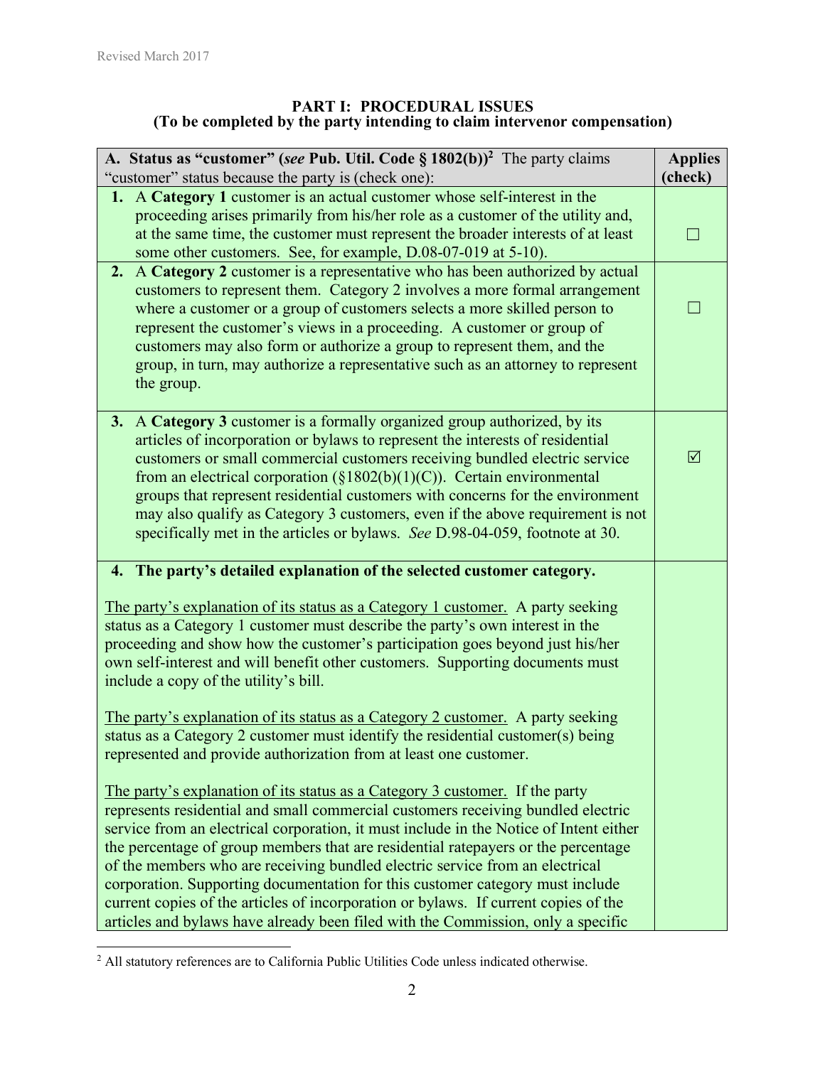## PART I: PROCEDURAL ISSUES
### (To be completed by the party intending to claim intervenor compensation)

| **A. Status as "customer" (*see* Pub. Util. Code § 1802(b))**[2] The party claims "customer" status because the party is (check one): | **Applies (check)** |
|---|---|
| **1.** A **Category 1** customer is an actual customer whose self-interest in the proceeding arises primarily from his/her role as a customer of the utility and, at the same time, the customer must represent the broader interests of at least some other customers. See, for example, D.08-07-019 at 5-10). | ☐ |
| **2.** A **Category 2** customer is a representative who has been authorized by actual customers to represent them. Category 2 involves a more formal arrangement where a customer or a group of customers selects a more skilled person to represent the customer's views in a proceeding. A customer or group of customers may also form or authorize a group to represent them, and the group, in turn, may authorize a representative such as an attorney to represent the group. | ☐ |
| **3.** A **Category 3** customer is a formally organized group authorized, by its articles of incorporation or bylaws to represent the interests of residential customers or small commercial customers receiving bundled electric service from an electrical corporation (§1802(b)(1)(C)). Certain environmental groups that represent residential customers with concerns for the environment may also qualify as Category 3 customers, even if the above requirement is not specifically met in the articles or bylaws. *See* D.98-04-059, footnote at 30. | ☑ |
| **4. The party's detailed explanation of the selected customer category.**<br><br>The party's explanation of its status as a Category 1 customer. A party seeking status as a Category 1 customer must describe the party's own interest in the proceeding and show how the customer's participation goes beyond just his/her own self-interest and will benefit other customers. Supporting documents must include a copy of the utility's bill.<br><br>The party's explanation of its status as a Category 2 customer. A party seeking status as a Category 2 customer must identify the residential customer(s) being represented and provide authorization from at least one customer.<br><br>The party's explanation of its status as a Category 3 customer. If the party represents residential and small commercial customers receiving bundled electric service from an electrical corporation, it must include in the Notice of Intent either the percentage of group members that are residential ratepayers or the percentage of the members who are receiving bundled electric service from an electrical corporation. Supporting documentation for this customer category must include current copies of the articles of incorporation or bylaws. If current copies of the articles and bylaws have already been filed with the Commission, only a specific | |

[2] All statutory references are to California Public Utilities Code unless indicated otherwise.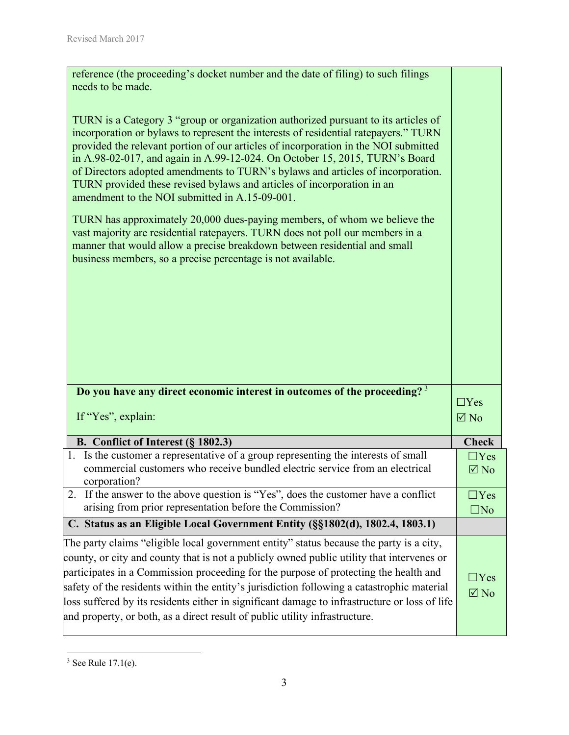| | |
|---|---|
| reference (the proceeding's docket number and the date of filing) to such filings needs to be made.<br><br>TURN is a Category 3 "group or organization authorized pursuant to its articles of incorporation or bylaws to represent the interests of residential ratepayers." TURN provided the relevant portion of our articles of incorporation in the NOI submitted in A.98-02-017, and again in A.99-12-024. On October 15, 2015, TURN's Board of Directors adopted amendments to TURN's bylaws and articles of incorporation. TURN provided these revised bylaws and articles of incorporation in an amendment to the NOI submitted in A.15-09-001.<br><br>TURN has approximately 20,000 dues-paying members, of whom we believe the vast majority are residential ratepayers. TURN does not poll our members in a manner that would allow a precise breakdown between residential and small business members, so a precise percentage is not available. | |
| **Do you have any direct economic interest in outcomes of the proceeding?** [3]<br><br>If "Yes", explain: | ☐Yes<br>☑ No |
| **B. Conflict of Interest (§ 1802.3)** | **Check** |
| 1. Is the customer a representative of a group representing the interests of small commercial customers who receive bundled electric service from an electrical corporation? | ☐Yes<br>☑ No |
| 2. If the answer to the above question is "Yes", does the customer have a conflict arising from prior representation before the Commission? | ☐Yes<br>☐No |
| **C. Status as an Eligible Local Government Entity (§§1802(d), 1802.4, 1803.1)** | |
| The party claims "eligible local government entity" status because the party is a city, county, or city and county that is not a publicly owned public utility that intervenes or participates in a Commission proceeding for the purpose of protecting the health and safety of the residents within the entity's jurisdiction following a catastrophic material loss suffered by its residents either in significant damage to infrastructure or loss of life and property, or both, as a direct result of public utility infrastructure. | ☐Yes<br>☑ No |

[3] See Rule 17.1(e).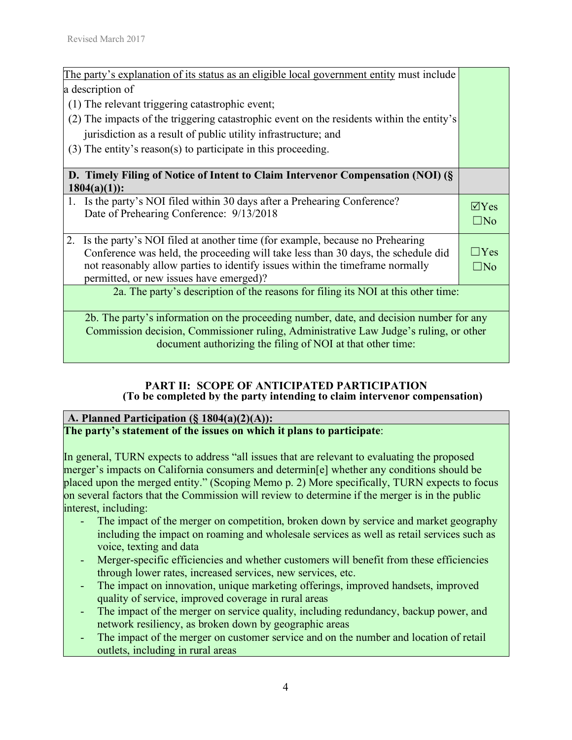| | |
|---|---|
| The party's explanation of its status as an eligible local government entity must include a description of<br>(1) The relevant triggering catastrophic event;<br>(2) The impacts of the triggering catastrophic event on the residents within the entity's jurisdiction as a result of public utility infrastructure; and<br>(3) The entity's reason(s) to participate in this proceeding. | |
| **D. Timely Filing of Notice of Intent to Claim Intervenor Compensation (NOI) (§ 1804(a)(1)):** | |
| 1. Is the party's NOI filed within 30 days after a Prehearing Conference?<br>Date of Prehearing Conference: 9/13/2018 | ☑Yes<br>☐No |
| 2. Is the party's NOI filed at another time (for example, because no Prehearing Conference was held, the proceeding will take less than 30 days, the schedule did not reasonably allow parties to identify issues within the timeframe normally permitted, or new issues have emerged)? | ☐Yes<br>☐No |
| 2a. The party's description of the reasons for filing its NOI at this other time: | |
| 2b. The party's information on the proceeding number, date, and decision number for any Commission decision, Commissioner ruling, Administrative Law Judge's ruling, or other document authorizing the filing of NOI at that other time: | |

## PART II: SCOPE OF ANTICIPATED PARTICIPATION
**(To be completed by the party intending to claim intervenor compensation)**

| |
|---|
| **A. Planned Participation (§ 1804(a)(2)(A)):** |
| **The party's statement of the issues on which it plans to participate**:<br><br>In general, TURN expects to address "all issues that are relevant to evaluating the proposed merger's impacts on California consumers and determin[e] whether any conditions should be placed upon the merged entity." (Scoping Memo p. 2) More specifically, TURN expects to focus on several factors that the Commission will review to determine if the merger is in the public interest, including:<br>- The impact of the merger on competition, broken down by service and market geography including the impact on roaming and wholesale services as well as retail services such as voice, texting and data<br>- Merger-specific efficiencies and whether customers will benefit from these efficiencies through lower rates, increased services, new services, etc.<br>- The impact on innovation, unique marketing offerings, improved handsets, improved quality of service, improved coverage in rural areas<br>- The impact of the merger on service quality, including redundancy, backup power, and network resiliency, as broken down by geographic areas<br>- The impact of the merger on customer service and on the number and location of retail outlets, including in rural areas |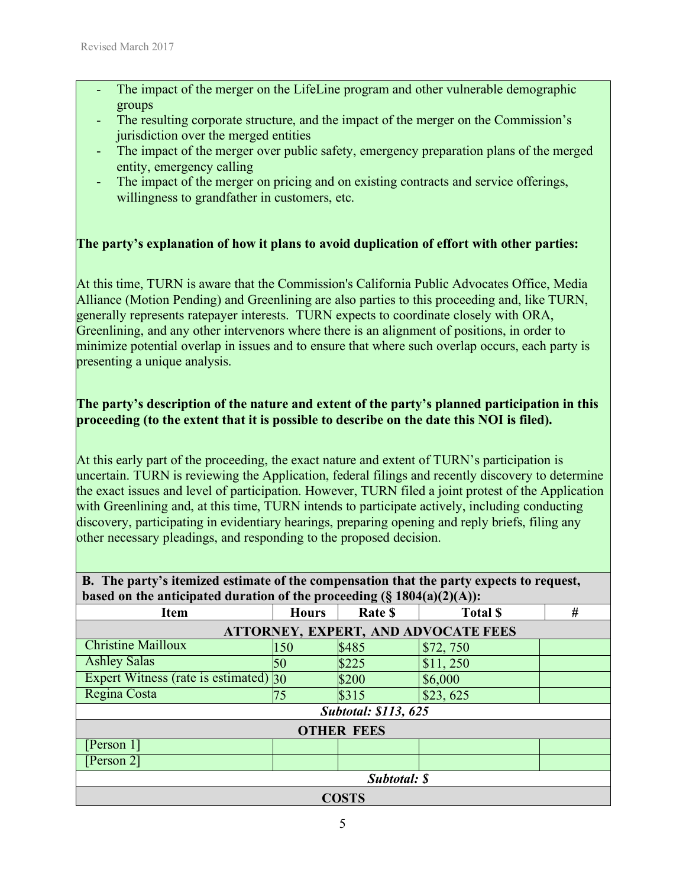- The impact of the merger on the LifeLine program and other vulnerable demographic groups
- The resulting corporate structure, and the impact of the merger on the Commission's jurisdiction over the merged entities
- The impact of the merger over public safety, emergency preparation plans of the merged entity, emergency calling
- The impact of the merger on pricing and on existing contracts and service offerings, willingness to grandfather in customers, etc.

**The party's explanation of how it plans to avoid duplication of effort with other parties:**

At this time, TURN is aware that the Commission's California Public Advocates Office, Media Alliance (Motion Pending) and Greenlining are also parties to this proceeding and, like TURN, generally represents ratepayer interests. TURN expects to coordinate closely with ORA, Greenlining, and any other intervenors where there is an alignment of positions, in order to minimize potential overlap in issues and to ensure that where such overlap occurs, each party is presenting a unique analysis.

**The party's description of the nature and extent of the party's planned participation in this proceeding (to the extent that it is possible to describe on the date this NOI is filed).**

At this early part of the proceeding, the exact nature and extent of TURN's participation is uncertain. TURN is reviewing the Application, federal filings and recently discovery to determine the exact issues and level of participation. However, TURN filed a joint protest of the Application with Greenlining and, at this time, TURN intends to participate actively, including conducting discovery, participating in evidentiary hearings, preparing opening and reply briefs, filing any other necessary pleadings, and responding to the proposed decision.

**B. The party's itemized estimate of the compensation that the party expects to request, based on the anticipated duration of the proceeding (§ 1804(a)(2)(A)):**

| Item | Hours | Rate $ | Total $ | # |
|---|---|---|---|---|
| **ATTORNEY, EXPERT, AND ADVOCATE FEES** | | | | |
| Christine Mailloux | 150 | $485 | $72, 750 | |
| Ashley Salas | 50 | $225 | $11, 250 | |
| Expert Witness (rate is estimated) | 30 | $200 | $6,000 | |
| Regina Costa | 75 | $315 | $23, 625 | |
| ***Subtotal: $113, 625*** | | | | |
| **OTHER FEES** | | | | |
| [Person 1] | | | | |
| [Person 2] | | | | |
| ***Subtotal: $*** | | | | |
| **COSTS** | | | | |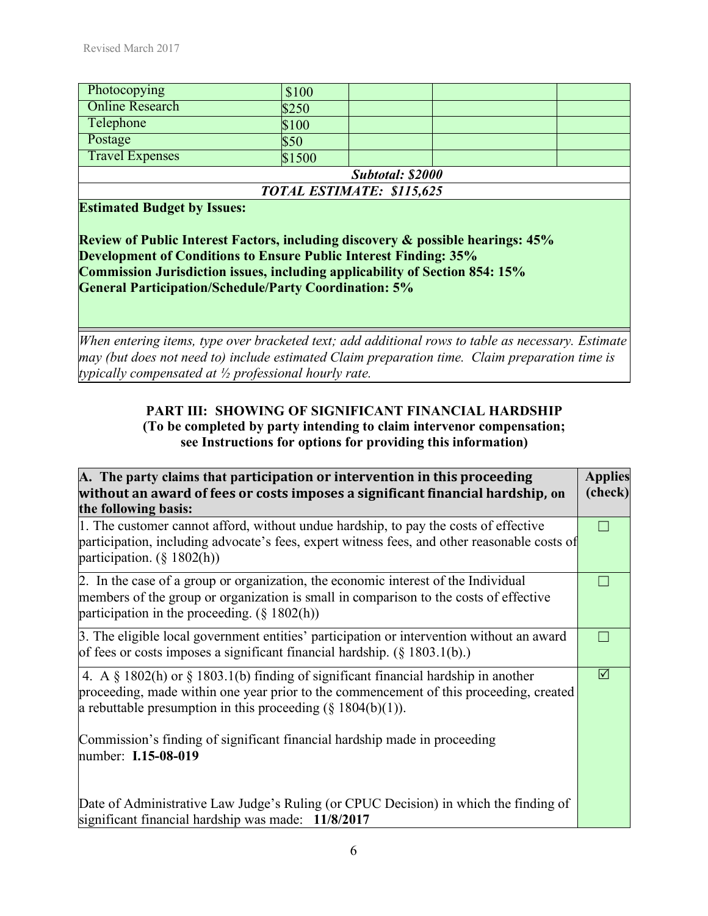| | | | | |
|---|---|---|---|---|
| Photocopying | $100 | | | |
| Online Research | $250 | | | |
| Telephone | $100 | | | |
| Postage | $50 | | | |
| Travel Expenses | $1500 | | | |
| ***Subtotal: $2000*** | | | | |
| ***TOTAL ESTIMATE: $115,625*** | | | | |

**Estimated Budget by Issues:**

**Review of Public Interest Factors, including discovery & possible hearings: 45%**
**Development of Conditions to Ensure Public Interest Finding: 35%**
**Commission Jurisdiction issues, including applicability of Section 854: 15%**
**General Participation/Schedule/Party Coordination: 5%**

*When entering items, type over bracketed text; add additional rows to table as necessary. Estimate may (but does not need to) include estimated Claim preparation time. Claim preparation time is typically compensated at ½ professional hourly rate.*

## PART III: SHOWING OF SIGNIFICANT FINANCIAL HARDSHIP

**(To be completed by party intending to claim intervenor compensation; see Instructions for options for providing this information)**

| A. The party claims that participation or intervention in this proceeding without an award of fees or costs imposes a significant financial hardship, on the following basis: | Applies (check) |
|---|---|
| 1. The customer cannot afford, without undue hardship, to pay the costs of effective participation, including advocate's fees, expert witness fees, and other reasonable costs of participation. (§ 1802(h)) | ☐ |
| 2. In the case of a group or organization, the economic interest of the Individual members of the group or organization is small in comparison to the costs of effective participation in the proceeding. (§ 1802(h)) | ☐ |
| 3. The eligible local government entities' participation or intervention without an award of fees or costs imposes a significant financial hardship. (§ 1803.1(b).) | ☐ |
| 4. A § 1802(h) or § 1803.1(b) finding of significant financial hardship in another proceeding, made within one year prior to the commencement of this proceeding, created a rebuttable presumption in this proceeding (§ 1804(b)(1)).<br><br>Commission's finding of significant financial hardship made in proceeding number: **I.15-08-019**<br><br>Date of Administrative Law Judge's Ruling (or CPUC Decision) in which the finding of significant financial hardship was made: **11/8/2017** | ☑ |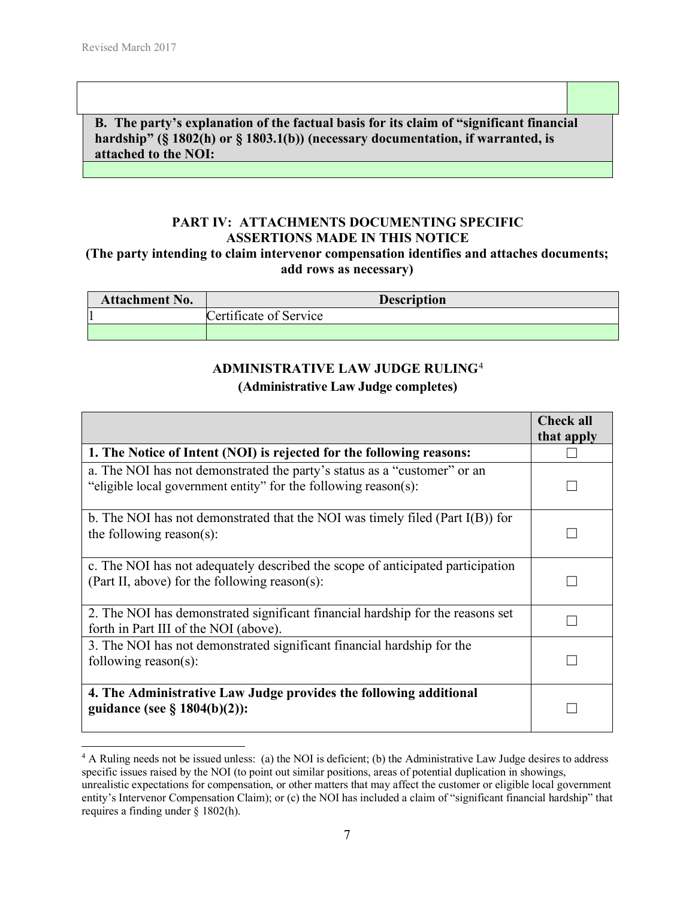| | |
|---|---|
| | |

| **B. The party's explanation of the factual basis for its claim of "significant financial hardship" (§ 1802(h) or § 1803.1(b)) (necessary documentation, if warranted, is attached to the NOI:** |
|---|
| |

**PART IV: ATTACHMENTS DOCUMENTING SPECIFIC ASSERTIONS MADE IN THIS NOTICE**

**(The party intending to claim intervenor compensation identifies and attaches documents; add rows as necessary)**

| Attachment No. | Description |
|---|---|
| 1 | Certificate of Service |
| | |

**ADMINISTRATIVE LAW JUDGE RULING**[4]

**(Administrative Law Judge completes)**

| | Check all that apply |
|---|---|
| **1. The Notice of Intent (NOI) is rejected for the following reasons:** | ☐ |
| a. The NOI has not demonstrated the party's status as a "customer" or an "eligible local government entity" for the following reason(s): | ☐ |
| b. The NOI has not demonstrated that the NOI was timely filed (Part I(B)) for the following reason(s): | ☐ |
| c. The NOI has not adequately described the scope of anticipated participation (Part II, above) for the following reason(s): | ☐ |
| 2. The NOI has demonstrated significant financial hardship for the reasons set forth in Part III of the NOI (above). | ☐ |
| 3. The NOI has not demonstrated significant financial hardship for the following reason(s): | ☐ |
| **4. The Administrative Law Judge provides the following additional guidance (see § 1804(b)(2)):** | ☐ |

[4] A Ruling needs not be issued unless: (a) the NOI is deficient; (b) the Administrative Law Judge desires to address specific issues raised by the NOI (to point out similar positions, areas of potential duplication in showings, unrealistic expectations for compensation, or other matters that may affect the customer or eligible local government entity's Intervenor Compensation Claim); or (c) the NOI has included a claim of "significant financial hardship" that requires a finding under § 1802(h).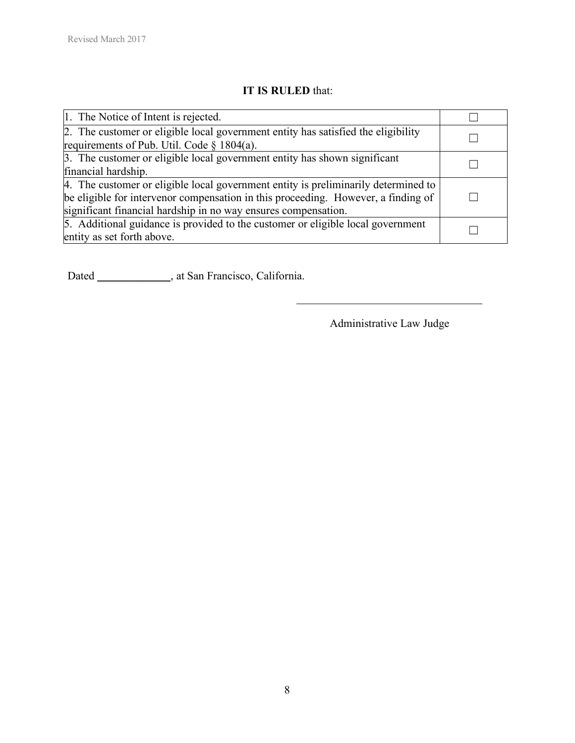**IT IS RULED** that:

| | |
|---|---|
| 1. The Notice of Intent is rejected. | ☐ |
| 2. The customer or eligible local government entity has satisfied the eligibility requirements of Pub. Util. Code § 1804(a). | ☐ |
| 3. The customer or eligible local government entity has shown significant financial hardship. | ☐ |
| 4. The customer or eligible local government entity is preliminarily determined to be eligible for intervenor compensation in this proceeding. However, a finding of significant financial hardship in no way ensures compensation. | ☐ |
| 5. Additional guidance is provided to the customer or eligible local government entity as set forth above. | ☐ |

Dated _____________, at San Francisco, California.

_________________________________

Administrative Law Judge